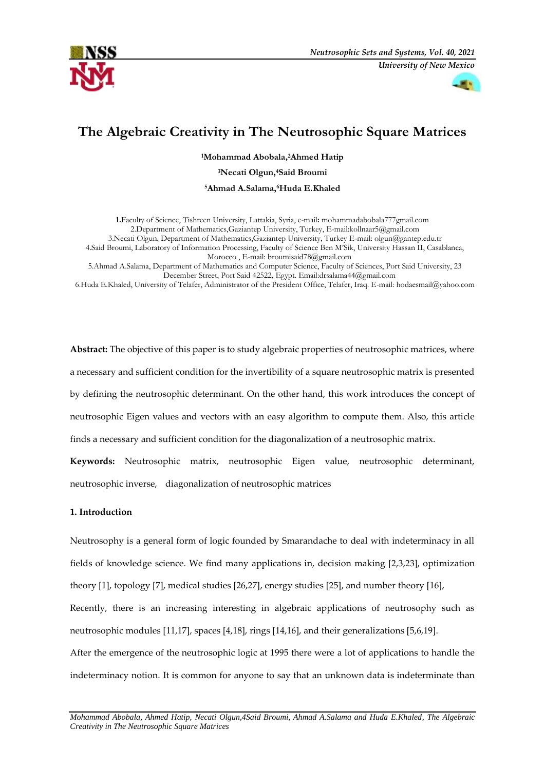# The Algebraic Creativity in The Neutrosophic Square Matrices

[1]Mohammad Abobala,[2]Ahmed Hatip

[3]Necati Olgun,[4]Said Broumi

[5]Ahmad A.Salama,[6]Huda E.Khaled

**1.**Faculty of Science, Tishreen University, Lattakia, Syria, e-mail**:** mohammadabobala777gmail.com
2.Department of Mathematics,Gaziantep University, Turkey, E-mail:kollnaar5@gmail.com
3.Necati Olgun, Department of Mathematics,Gaziantep University, Turkey E-mail: olgun@gantep.edu.tr
4.Said Broumi, Laboratory of Information Processing, Faculty of Science Ben M'Sik, University Hassan II, Casablanca, Morocco , E-mail: broumisaid78@gmail.com
5.Ahmad A.Salama, Department of Mathematics and Computer Science, Faculty of Sciences, Port Said University, 23 December Street, Port Said 42522, Egypt. Email:drsalama44@gmail.com
6.Huda E.Khaled, University of Telafer, Administrator of the President Office, Telafer, Iraq. E-mail: hodaesmail@yahoo.com

**Abstract:** The objective of this paper is to study algebraic properties of neutrosophic matrices, where a necessary and sufficient condition for the invertibility of a square neutrosophic matrix is presented by defining the neutrosophic determinant. On the other hand, this work introduces the concept of neutrosophic Eigen values and vectors with an easy algorithm to compute them. Also, this article finds a necessary and sufficient condition for the diagonalization of a neutrosophic matrix.

**Keywords:** Neutrosophic matrix, neutrosophic Eigen value, neutrosophic determinant, neutrosophic inverse, diagonalization of neutrosophic matrices

## 1. Introduction

Neutrosophy is a general form of logic founded by Smarandache to deal with indeterminacy in all fields of knowledge science. We find many applications in, decision making [2,3,23], optimization theory [1], topology [7], medical studies [26,27], energy studies [25], and number theory [16],

Recently, there is an increasing interesting in algebraic applications of neutrosophy such as neutrosophic modules [11,17], spaces [4,18], rings [14,16], and their generalizations [5,6,19].

After the emergence of the neutrosophic logic at 1995 there were a lot of applications to handle the indeterminacy notion. It is common for anyone to say that an unknown data is indeterminate than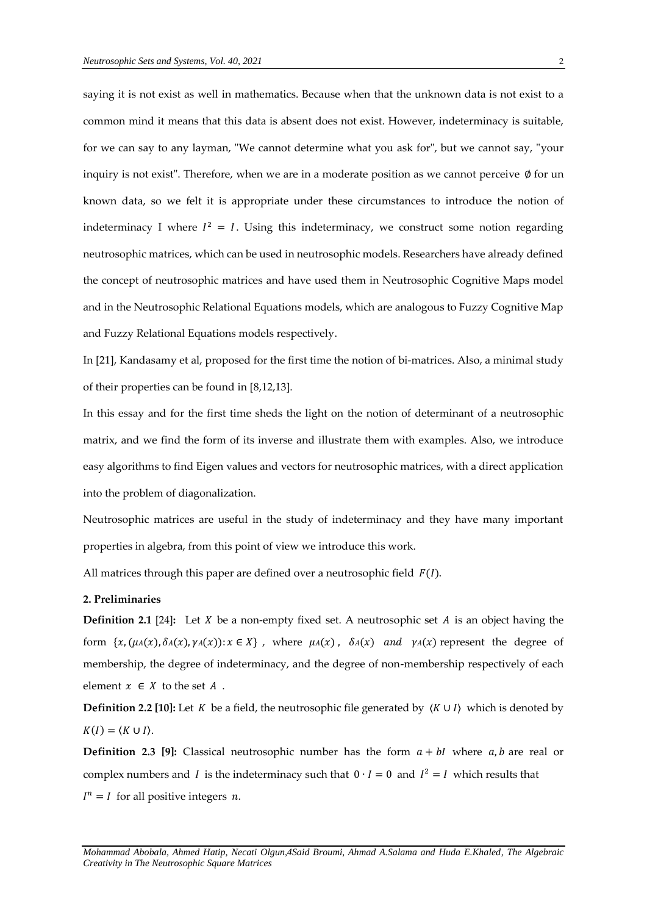saying it is not exist as well in mathematics. Because when that the unknown data is not exist to a common mind it means that this data is absent does not exist. However, indeterminacy is suitable, for we can say to any layman, "We cannot determine what you ask for", but we cannot say, "your inquiry is not exist". Therefore, when we are in a moderate position as we cannot perceive $\emptyset$ for un known data, so we felt it is appropriate under these circumstances to introduce the notion of indeterminacy I where $I^2 = I$. Using this indeterminacy, we construct some notion regarding neutrosophic matrices, which can be used in neutrosophic models. Researchers have already defined the concept of neutrosophic matrices and have used them in Neutrosophic Cognitive Maps model and in the Neutrosophic Relational Equations models, which are analogous to Fuzzy Cognitive Map and Fuzzy Relational Equations models respectively.

In [21], Kandasamy et al, proposed for the first time the notion of bi-matrices. Also, a minimal study of their properties can be found in [8,12,13].

In this essay and for the first time sheds the light on the notion of determinant of a neutrosophic matrix, and we find the form of its inverse and illustrate them with examples. Also, we introduce easy algorithms to find Eigen values and vectors for neutrosophic matrices, with a direct application into the problem of diagonalization.

Neutrosophic matrices are useful in the study of indeterminacy and they have many important properties in algebra, from this point of view we introduce this work.

All matrices through this paper are defined over a neutrosophic field $F(I)$.

## 2. Preliminaries

**Definition 2.1** [24]**:** Let $X$ be a non-empty fixed set. A neutrosophic set $A$ is an object having the form $\{x, (\mu_A(x), \delta_A(x), \gamma_A(x)) : x \in X\}$, where $\mu_A(x)$, $\delta_A(x)$ *and* $\gamma_A(x)$ represent the degree of membership, the degree of indeterminacy, and the degree of non-membership respectively of each element $x \in X$ to the set $A$.

**Definition 2.2 [10]:** Let $K$ be a field, the neutrosophic file generated by $\langle K \cup I \rangle$ which is denoted by $K(I) = \langle K \cup I \rangle$.

**Definition 2.3 [9]:** Classical neutrosophic number has the form $a + bI$ where $a, b$ are real or complex numbers and $I$ is the indeterminacy such that $0 \cdot I = 0$ and $I^2 = I$ which results that $I^n = I$ for all positive integers $n$.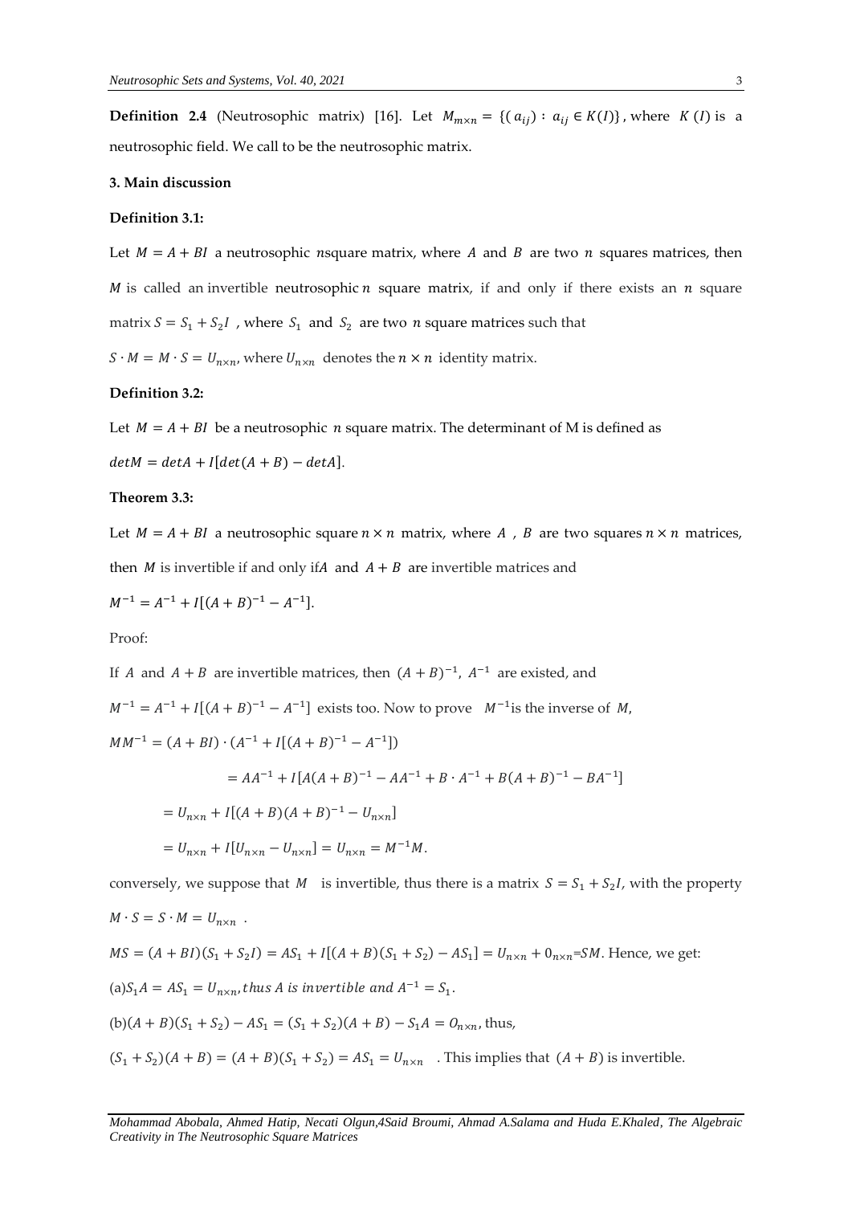**Definition 2.4** (Neutrosophic matrix) [16]. Let $M_{m\times n} = \{(a_{ij}) : a_{ij} \in K(I)\}$, where $K(I)$ is a neutrosophic field. We call to be the neutrosophic matrix.

### 3. Main discussion

**Definition 3.1:**

Let $M = A + BI$ a neutrosophic $n$square matrix, where $A$ and $B$ are two $n$ squares matrices, then $M$ is called an invertible neutrosophic $n$ square matrix, if and only if there exists an $n$ square matrix $S = S_1 + S_2 I$ , where $S_1$ and $S_2$ are two $n$ square matrices such that

$S \cdot M = M \cdot S = U_{n\times n}$, where $U_{n\times n}$ denotes the $n \times n$ identity matrix.

**Definition 3.2:**

Let $M = A + BI$ be a neutrosophic $n$ square matrix. The determinant of M is defined as

$detM = detA + I[det(A + B) - detA]$.

**Theorem 3.3:**

Let $M = A + BI$ a neutrosophic square $n \times n$ matrix, where $A$ , $B$ are two squares $n \times n$ matrices, then $M$ is invertible if and only if $A$ and $A + B$ are invertible matrices and

$M^{-1} = A^{-1} + I[(A + B)^{-1} - A^{-1}]$.

Proof:

If $A$ and $A + B$ are invertible matrices, then $(A + B)^{-1}$, $A^{-1}$ are existed, and

$M^{-1} = A^{-1} + I[(A + B)^{-1} - A^{-1}]$ exists too. Now to prove $M^{-1}$is the inverse of $M$,

$$MM^{-1} = (A + BI) \cdot (A^{-1} + I[(A + B)^{-1} - A^{-1}])$$

$$= AA^{-1} + I[A(A + B)^{-1} - AA^{-1} + B \cdot A^{-1} + B(A + B)^{-1} - BA^{-1}]$$

$$= U_{n\times n} + I[(A + B)(A + B)^{-1} - U_{n\times n}]$$

$$= U_{n\times n} + I[U_{n\times n} - U_{n\times n}] = U_{n\times n} = M^{-1}M.$$

conversely, we suppose that $M$ is invertible, thus there is a matrix $S = S_1 + S_2 I$, with the property $M \cdot S = S \cdot M = U_{n\times n}$ .

$MS = (A + BI)(S_1 + S_2 I) = AS_1 + I[(A + B)(S_1 + S_2) - AS_1] = U_{n\times n} + 0_{n\times n}$=$SM$. Hence, we get:

(a)$S_1 A = AS_1 = U_{n\times n}$, *thus A is invertible and* $A^{-1} = S_1$.

(b)$(A + B)(S_1 + S_2) - AS_1 = (S_1 + S_2)(A + B) - S_1 A = O_{n\times n}$, thus,

$(S_1 + S_2)(A + B) = (A + B)(S_1 + S_2) = AS_1 = U_{n\times n}$ . This implies that $(A + B)$ is invertible.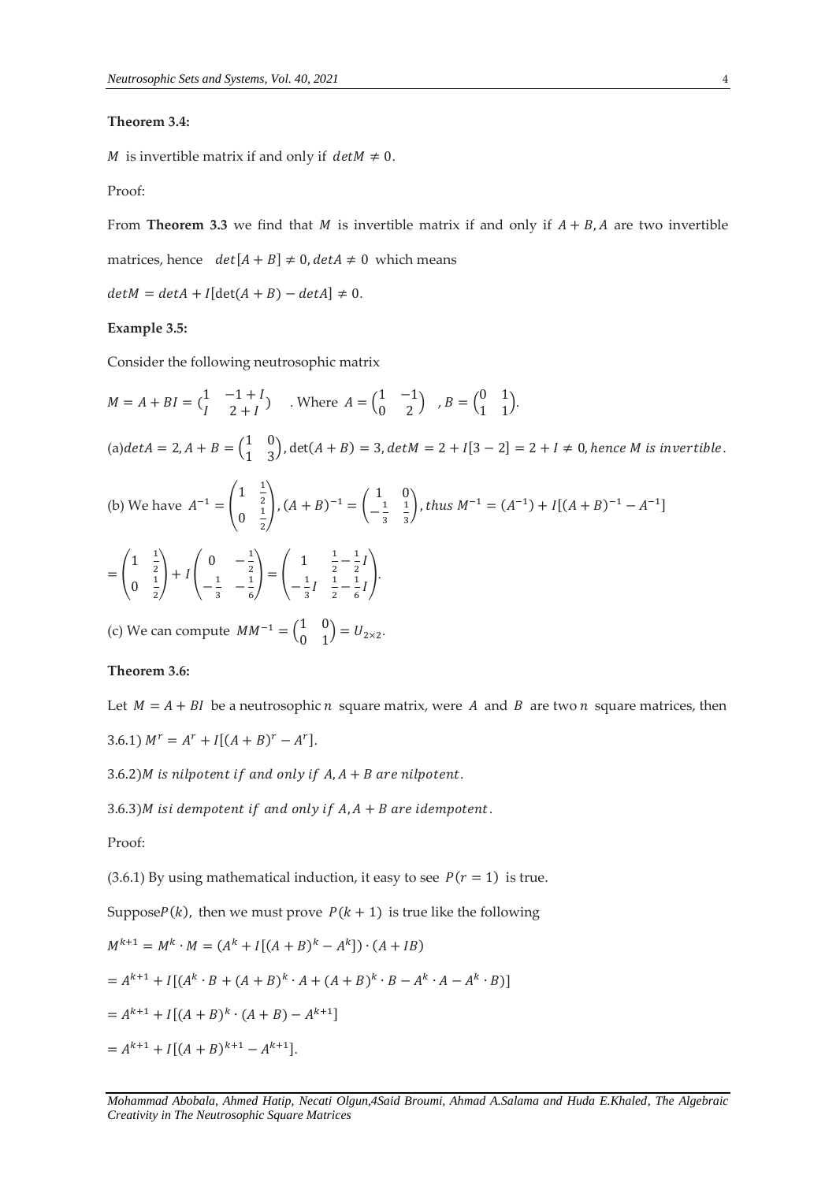**Theorem 3.4:**

$M$ is invertible matrix if and only if $detM \neq 0$.

Proof:

From **Theorem 3.3** we find that $M$ is invertible matrix if and only if $A+B, A$ are two invertible matrices, hence $det[A+B] \neq 0, detA \neq 0$ which means

$detM = detA + I[\det(A+B) - detA] \neq 0$.

**Example 3.5:**

Consider the following neutrosophic matrix

$M = A + BI = \begin{pmatrix} 1 & -1+I \\ I & 2+I \end{pmatrix}$ . Where $A = \begin{pmatrix} 1 & -1 \\ 0 & 2 \end{pmatrix}$ , $B = \begin{pmatrix} 0 & 1 \\ 1 & 1 \end{pmatrix}$.

(a) $detA = 2, A + B = \begin{pmatrix} 1 & 0 \\ 1 & 3 \end{pmatrix}, \det(A+B) = 3, detM = 2 + I[3-2] = 2 + I \neq 0,$ *hence M is invertible*.

(b) We have $A^{-1} = \begin{pmatrix} 1 & \frac{1}{2} \\ 0 & \frac{1}{2} \end{pmatrix}, (A+B)^{-1} = \begin{pmatrix} 1 & 0 \\ -\frac{1}{3} & \frac{1}{3} \end{pmatrix},$ *thus* $M^{-1} = (A^{-1}) + I[(A+B)^{-1} - A^{-1}]$

$= \begin{pmatrix} 1 & \frac{1}{2} \\ 0 & \frac{1}{2} \end{pmatrix} + I \begin{pmatrix} 0 & -\frac{1}{2} \\ -\frac{1}{3} & -\frac{1}{6} \end{pmatrix} = \begin{pmatrix} 1 & \frac{1}{2} - \frac{1}{2}I \\ -\frac{1}{3}I & \frac{1}{2} - \frac{1}{6}I \end{pmatrix}.$

(c) We can compute $MM^{-1} = \begin{pmatrix} 1 & 0 \\ 0 & 1 \end{pmatrix} = U_{2\times 2}$.

**Theorem 3.6:**

Let $M = A + BI$ be a neutrosophic $n$ square matrix, were $A$ and $B$ are two $n$ square matrices, then

3.6.1) $M^r = A^r + I[(A+B)^r - A^r]$.

3.6.2) *M is nilpotent if and only if A, A + B are nilpotent*.

3.6.3) *M isi dempotent if and only if A, A + B are idempotent*.

Proof:

(3.6.1) By using mathematical induction, it easy to see $P(r=1)$ is true.

Suppose $P(k)$, then we must prove $P(k+1)$ is true like the following

$M^{k+1} = M^k \cdot M = (A^k + I[(A+B)^k - A^k]) \cdot (A + IB)$

$= A^{k+1} + I[(A^k \cdot B + (A+B)^k \cdot A + (A+B)^k \cdot B - A^k \cdot A - A^k \cdot B)]$

$= A^{k+1} + I[(A+B)^k \cdot (A+B) - A^{k+1}]$

$= A^{k+1} + I[(A+B)^{k+1} - A^{k+1}]$.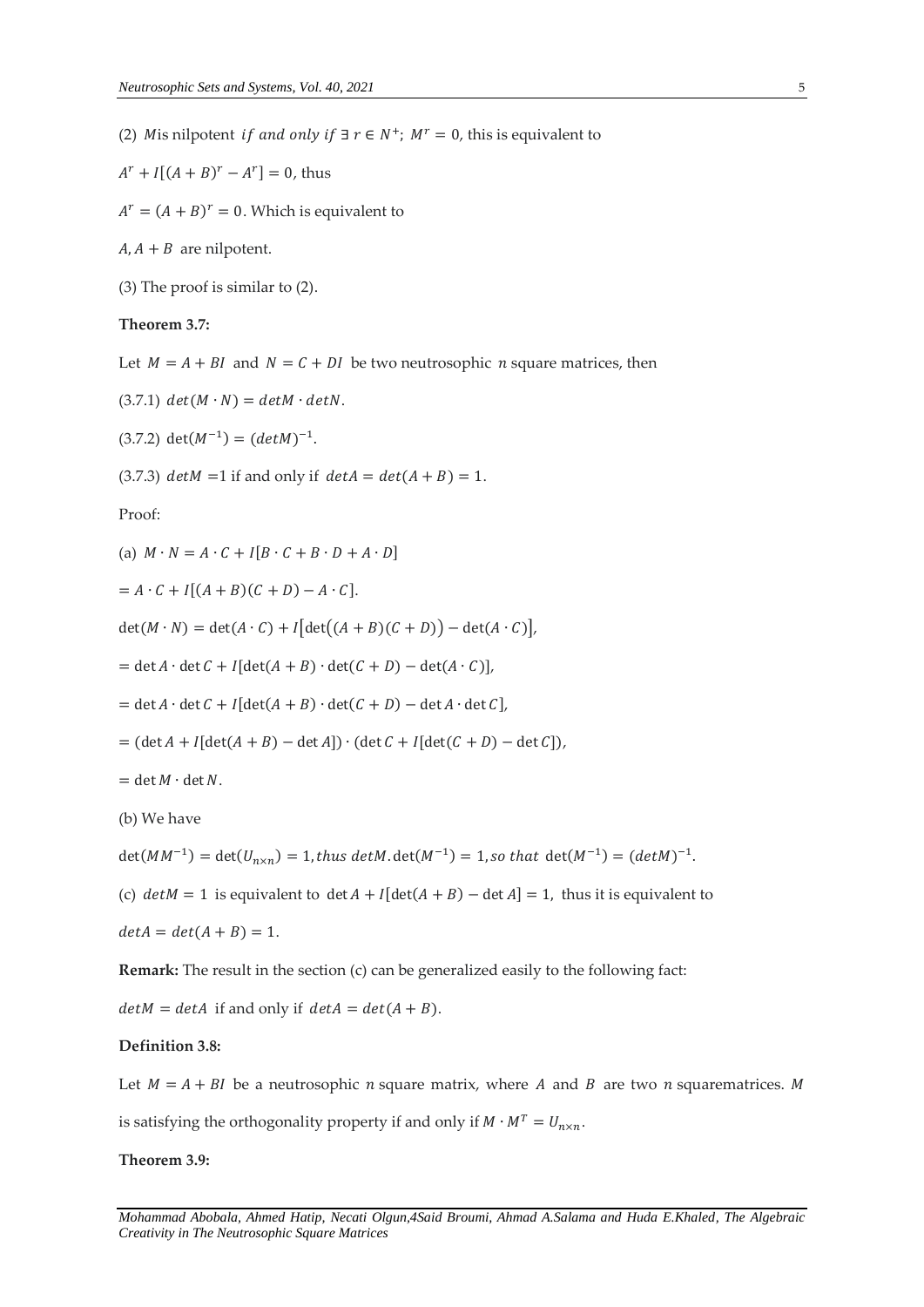(2) $M$is nilpotent *if and only if* $\exists\ r \in N^{+}$; $M^{r} = 0$, this is equivalent to

$A^{r} + I[(A+B)^{r} - A^{r}] = 0$, thus

$A^{r} = (A+B)^{r} = 0$. Which is equivalent to

$A, A+B$ are nilpotent.

(3) The proof is similar to (2).

**Theorem 3.7:**

Let $M = A + BI$ and $N = C + DI$ be two neutrosophic $n$ square matrices, then

(3.7.1) $det(M \cdot N) = detM \cdot detN$.

(3.7.2) $\det(M^{-1}) = (detM)^{-1}$.

(3.7.3) $detM$ =1 if and only if $detA = det(A+B) = 1$.

Proof:

(a) $M \cdot N = A \cdot C + I[B \cdot C + B \cdot D + A \cdot D]$

$= A \cdot C + I[(A+B)(C+D) - A \cdot C]$.

$\det(M \cdot N) = \det(A \cdot C) + I\big[\det\big((A+B)(C+D)\big) - \det(A \cdot C)\big]$,

$= \det A \cdot \det C + I[\det(A+B) \cdot \det(C+D) - \det(A \cdot C)]$,

$= \det A \cdot \det C + I[\det(A+B) \cdot \det(C+D) - \det A \cdot \det C]$,

$= (\det A + I[\det(A+B) - \det A]) \cdot (\det C + I[\det(C+D) - \det C])$,

$= \det M \cdot \det N$.

(b) We have

$\det(MM^{-1}) = \det(U_{n\times n}) = 1, thus\ detM.\det(M^{-1}) = 1, so\ that\ \det(M^{-1}) = (detM)^{-1}$.

(c) $detM = 1$ is equivalent to $\det A + I[\det(A+B) - \det A] = 1$, thus it is equivalent to

$detA = det(A+B) = 1$.

**Remark:** The result in the section (c) can be generalized easily to the following fact:

$detM = detA$ if and only if $detA = det(A+B)$.

**Definition 3.8:**

Let $M = A + BI$ be a neutrosophic $n$ square matrix, where $A$ and $B$ are two $n$ squarematrices. $M$ is satisfying the orthogonality property if and only if $M \cdot M^{T} = U_{n\times n}$.

**Theorem 3.9:**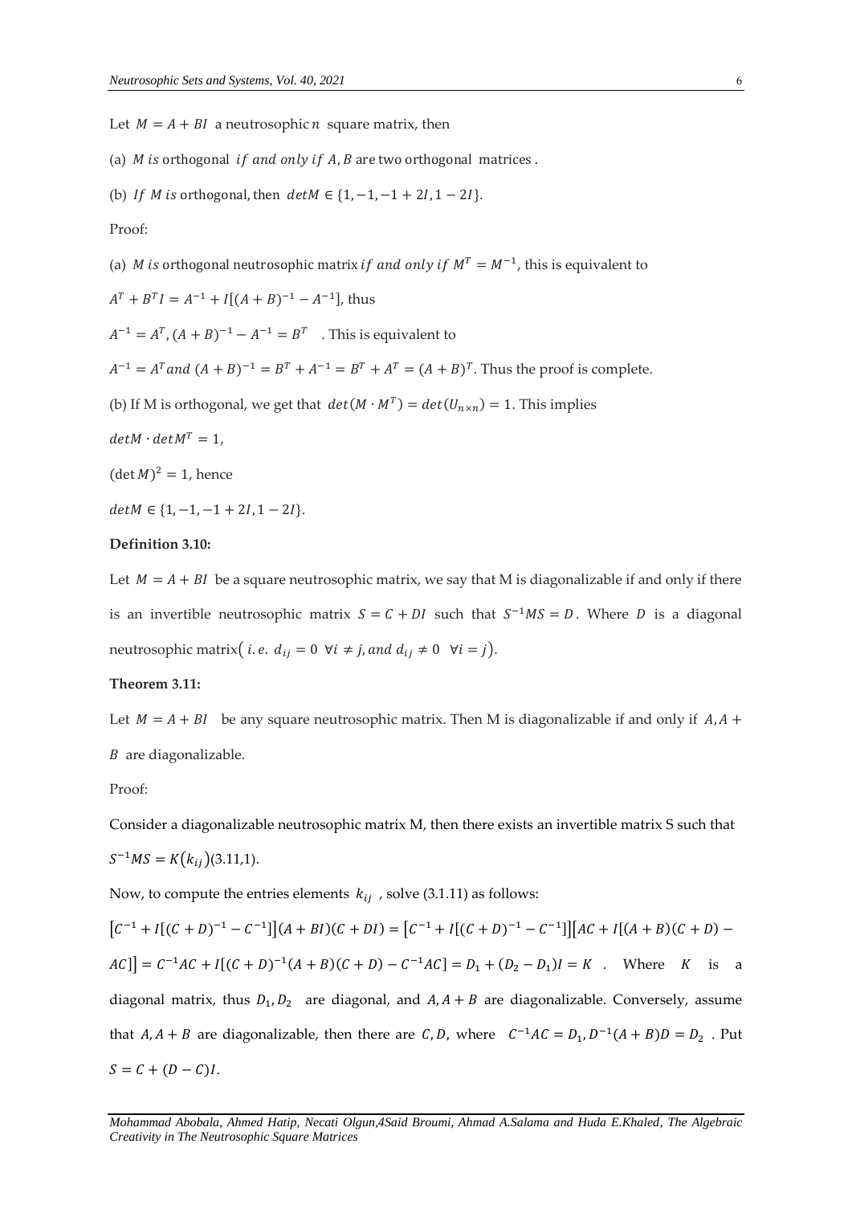Let $M = A + BI$ a neutrosophic $n$ square matrix, then

(a) $M$ *is* orthogonal *if and only if* $A, B$ are two orthogonal matrices .

(b) *If* $M$ *is* orthogonal, then $detM \in \{1, -1, -1+2I, 1-2I\}$.

Proof:

(a) $M$ *is* orthogonal neutrosophic matrix *if and only if* $M^T = M^{-1}$, this is equivalent to

$A^T + B^T I = A^{-1} + I[(A+B)^{-1} - A^{-1}]$, thus

$A^{-1} = A^T, (A+B)^{-1} - A^{-1} = B^T$ . This is equivalent to

$A^{-1} = A^T \, and \, (A+B)^{-1} = B^T + A^{-1} = B^T + A^T = (A+B)^T$. Thus the proof is complete.

(b) If M is orthogonal, we get that $det(M \cdot M^T) = det(U_{n \times n}) = 1$. This implies

$detM \cdot detM^T = 1$,

$(\det M)^2 = 1$, hence

$detM \in \{1, -1, -1+2I, 1-2I\}$.

**Definition 3.10:**

Let $M = A + BI$ be a square neutrosophic matrix, we say that M is diagonalizable if and only if there is an invertible neutrosophic matrix $S = C + DI$ such that $S^{-1}MS = D$. Where $D$ is a diagonal neutrosophic matrix( $i.e.\ d_{ij} = 0 \ \forall i \neq j, and \ d_{ij} \neq 0 \ \ \forall i = j$).

**Theorem 3.11:**

Let $M = A + BI$ be any square neutrosophic matrix. Then M is diagonalizable if and only if $A, A + B$ are diagonalizable.

Proof:

Consider a diagonalizable neutrosophic matrix M, then there exists an invertible matrix S such that $S^{-1}MS = K(k_{ij})$(3.11,1).

Now, to compute the entries elements $k_{ij}$ , solve (3.1.11) as follows:

$[C^{-1} + I[(C+D)^{-1} - C^{-1}]](A+BI)(C+DI) = [C^{-1} + I[(C+D)^{-1} - C^{-1}]][AC + I[(A+B)(C+D) - AC]] = C^{-1}AC + I[(C+D)^{-1}(A+B)(C+D) - C^{-1}AC] = D_1 + (D_2 - D_1)I = K$ . Where $K$ is a diagonal matrix, thus $D_1, D_2$ are diagonal, and $A, A+B$ are diagonalizable. Conversely, assume that $A, A+B$ are diagonalizable, then there are $C, D$, where $C^{-1}AC = D_1, D^{-1}(A+B)D = D_2$ . Put $S = C + (D - C)I$.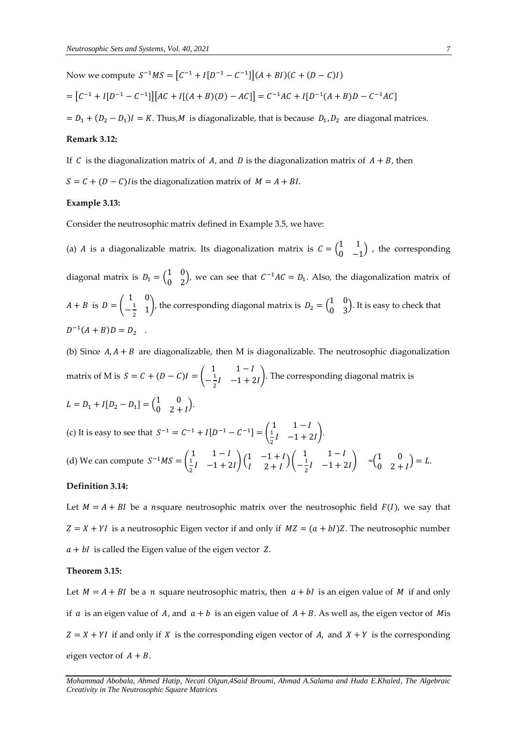Now we compute $S^{-1}MS = [C^{-1} + I[D^{-1} - C^{-1}]](A + BI)(C + (D - C)I)$

$= [C^{-1} + I[D^{-1} - C^{-1}]][AC + I[(A + B)(D) - AC]] = C^{-1}AC + I[D^{-1}(A + B)D - C^{-1}AC]$

$= D_1 + (D_2 - D_1)I = K$. Thus, $M$ is diagonalizable, that is because $D_1, D_2$ are diagonal matrices.

**Remark 3.12:**

If $C$ is the diagonalization matrix of $A$, and $D$ is the diagonalization matrix of $A + B$, then

$S = C + (D - C)I$ is the diagonalization matrix of $M = A + BI$.

**Example 3.13:**

Consider the neutrosophic matrix defined in Example 3.5, we have:

(a) $A$ is a diagonalizable matrix. Its diagonalization matrix is $C = \begin{pmatrix} 1 & 1 \\ 0 & -1 \end{pmatrix}$ , the corresponding diagonal matrix is $D_1 = \begin{pmatrix} 1 & 0 \\ 0 & 2 \end{pmatrix}$, we can see that $C^{-1}AC = D_1$. Also, the diagonalization matrix of $A + B$ is $D = \begin{pmatrix} 1 & 0 \\ -\frac{1}{2} & 1 \end{pmatrix}$, the corresponding diagonal matrix is $D_2 = \begin{pmatrix} 1 & 0 \\ 0 & 3 \end{pmatrix}$. It is easy to check that $D^{-1}(A + B)D = D_2$ .

(b) Since $A, A + B$ are diagonalizable, then M is diagonalizable. The neutrosophic diagonalization matrix of M is $S = C + (D - C)I = \begin{pmatrix} 1 & 1 - I \\ -\frac{1}{2}I & -1 + 2I \end{pmatrix}$. The corresponding diagonal matrix is

$L = D_1 + I[D_2 - D_1] = \begin{pmatrix} 1 & 0 \\ 0 & 2 + I \end{pmatrix}$.

(c) It is easy to see that $S^{-1} = C^{-1} + I[D^{-1} - C^{-1}] = \begin{pmatrix} 1 & 1 - I \\ \frac{1}{2}I & -1 + 2I \end{pmatrix}$.

(d) We can compute $S^{-1}MS = \begin{pmatrix} 1 & 1 - I \\ \frac{1}{2}I & -1 + 2I \end{pmatrix} \begin{pmatrix} 1 & -1 + I \\ I & 2 + I \end{pmatrix} \begin{pmatrix} 1 & 1 - I \\ -\frac{1}{2}I & -1 + 2I \end{pmatrix} = \begin{pmatrix} 1 & 0 \\ 0 & 2 + I \end{pmatrix} = L$.

**Definition 3.14:**

Let $M = A + BI$ be a $n$square neutrosophic matrix over the neutrosophic field $F(I)$, we say that $Z = X + YI$ is a neutrosophic Eigen vector if and only if $MZ = (a + bI)Z$. The neutrosophic number $a + bI$ is called the Eigen value of the eigen vector $Z$.

**Theorem 3.15:**

Let $M = A + BI$ be a $n$ square neutrosophic matrix, then $a + bI$ is an eigen value of $M$ if and only if $a$ is an eigen value of $A$, and $a + b$ is an eigen value of $A + B$. As well as, the eigen vector of $M$is $Z = X + YI$ if and only if $X$ is the corresponding eigen vector of $A$, and $X + Y$ is the corresponding eigen vector of $A + B$.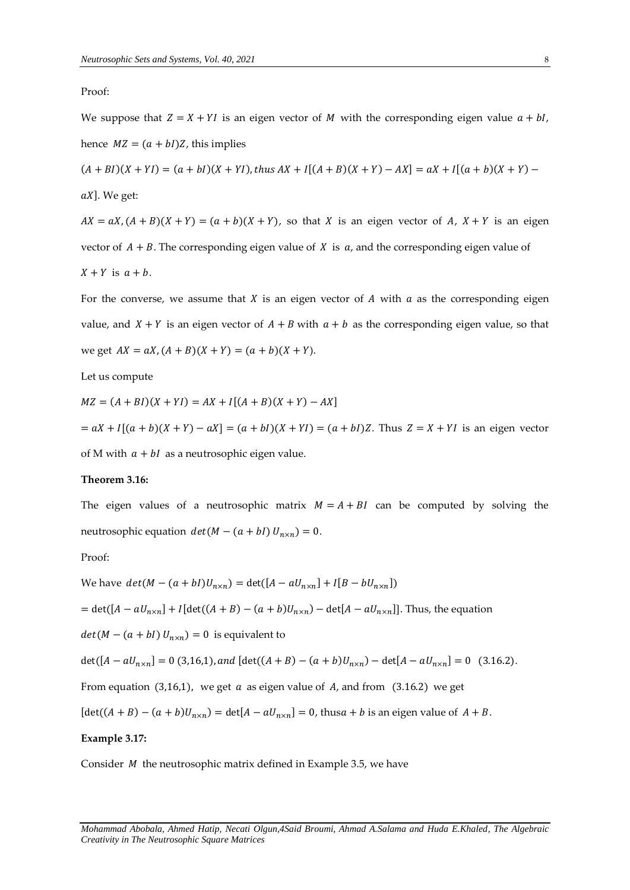Proof:

We suppose that $Z = X + YI$ is an eigen vector of $M$ with the corresponding eigen value $a + bI$, hence $MZ = (a + bI)Z$, this implies

$(A + BI)(X + YI) = (a + bI)(X + YI)$, *thus* $AX + I[(A + B)(X + Y) - AX] = aX + I[(a + b)(X + Y) - aX]$. We get:

$AX = aX, (A + B)(X + Y) = (a + b)(X + Y)$, so that $X$ is an eigen vector of $A$, $X + Y$ is an eigen vector of $A + B$. The corresponding eigen value of $X$ is $a$, and the corresponding eigen value of $X + Y$ is $a + b$.

For the converse, we assume that $X$ is an eigen vector of $A$ with $a$ as the corresponding eigen value, and $X + Y$ is an eigen vector of $A + B$ with $a + b$ as the corresponding eigen value, so that we get $AX = aX, (A + B)(X + Y) = (a + b)(X + Y)$.

Let us compute

$MZ = (A + BI)(X + YI) = AX + I[(A + B)(X + Y) - AX]$

$= aX + I[(a + b)(X + Y) - aX] = (a + bI)(X + YI) = (a + bI)Z$. Thus $Z = X + YI$ is an eigen vector of M with $a + bI$ as a neutrosophic eigen value.

**Theorem 3.16:**

The eigen values of a neutrosophic matrix $M = A + BI$ can be computed by solving the neutrosophic equation $det(M - (a + bI)\, U_{n\times n}) = 0$.

Proof:

We have $det(M - (a + bI)U_{n\times n}) = \det([A - aU_{n\times n}] + I[B - bU_{n\times n}])$

$= \det([A - aU_{n\times n}] + I[\det((A + B) - (a + b)U_{n\times n}) - \det[A - aU_{n\times n}]]$. Thus, the equation

$det(M - (a + bI)\, U_{n\times n}) = 0$ is equivalent to

$\det([A - aU_{n\times n}] = 0$ (3,16,1), *and* $[\det((A + B) - (a + b)U_{n\times n}) - \det[A - aU_{n\times n}] = 0$ (3.16.2).

From equation (3,16,1), we get $a$ as eigen value of $A$, and from (3.16.2) we get

$[\det((A + B) - (a + b)U_{n\times n}) = \det[A - aU_{n\times n}] = 0$, thus$a + b$ is an eigen value of $A + B$.

**Example 3.17:**

Consider $M$ the neutrosophic matrix defined in Example 3.5, we have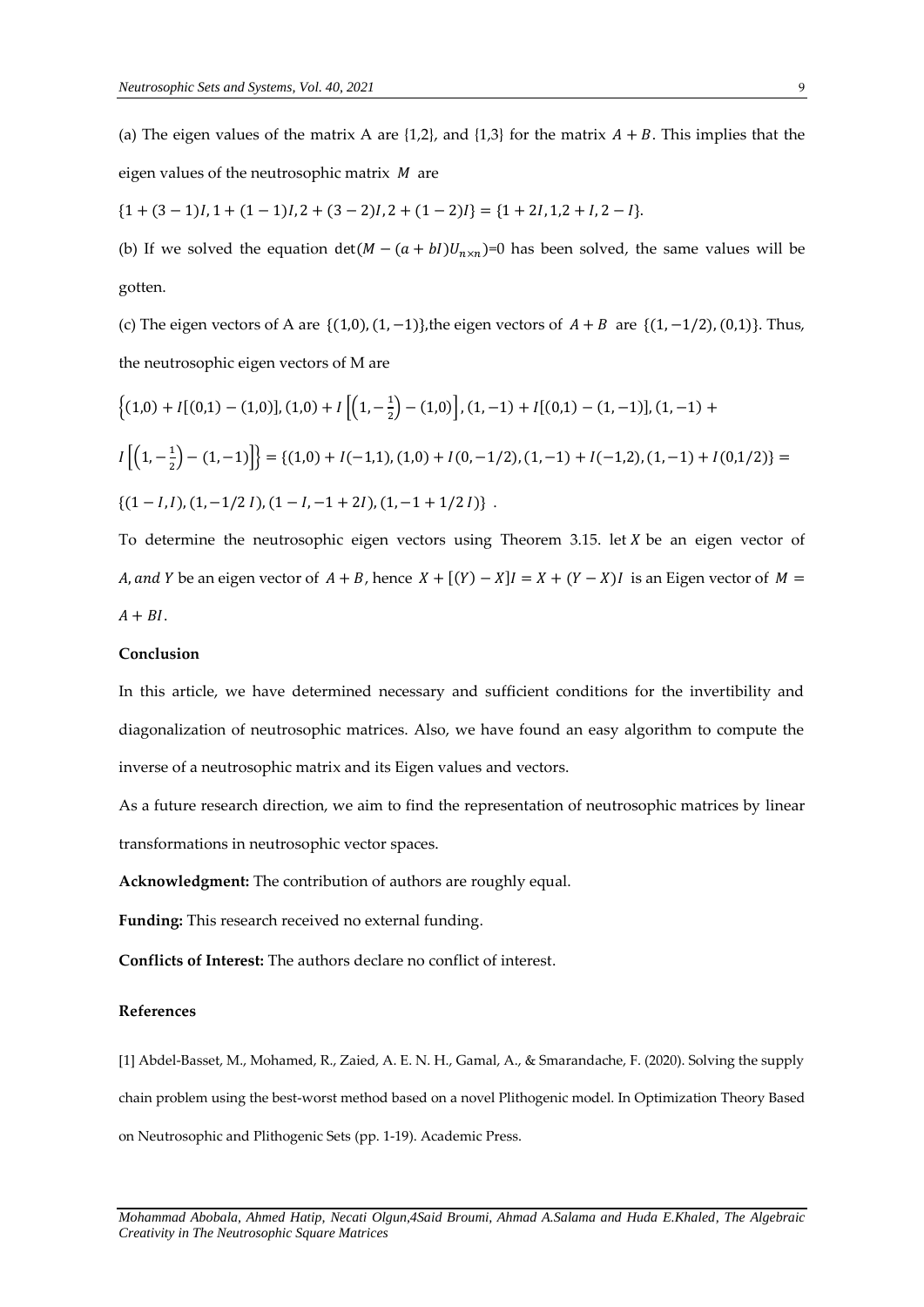(a) The eigen values of the matrix A are {1,2}, and {1,3} for the matrix $A+B$. This implies that the eigen values of the neutrosophic matrix $M$ are

$\{1+(3-1)I, 1+(1-1)I, 2+(3-2)I, 2+(1-2)I\} = \{1+2I, 1, 2+I, 2-I\}$.

(b) If we solved the equation $\det(M-(a+bI)U_{n\times n})$=0 has been solved, the same values will be gotten.

(c) The eigen vectors of A are $\{(1,0),(1,-1)\}$,the eigen vectors of $A+B$ are $\{(1,-1/2),(0,1)\}$. Thus, the neutrosophic eigen vectors of M are

$$\left\{(1,0)+I[(0,1)-(1,0)], (1,0)+I\left[\left(1,-\tfrac{1}{2}\right)-(1,0)\right], (1,-1)+I[(0,1)-(1,-1)], (1,-1)+I\left[\left(1,-\tfrac{1}{2}\right)-(1,-1)\right]\right\} = \{(1,0)+I(-1,1), (1,0)+I(0,-1/2), (1,-1)+I(-1,2), (1,-1)+I(0,1/2)\} =$$

$$\{(1-I,I), (1,-1/2\,I), (1-I,-1+2I), (1,-1+1/2\,I)\}$$ .

To determine the neutrosophic eigen vectors using Theorem 3.15. let $X$ be an eigen vector of $A$, and $Y$ be an eigen vector of $A+B$, hence $X+[(Y)-X]I = X+(Y-X)I$ is an Eigen vector of $M = A+BI$.

### Conclusion

In this article, we have determined necessary and sufficient conditions for the invertibility and diagonalization of neutrosophic matrices. Also, we have found an easy algorithm to compute the inverse of a neutrosophic matrix and its Eigen values and vectors.

As a future research direction, we aim to find the representation of neutrosophic matrices by linear transformations in neutrosophic vector spaces.

**Acknowledgment:** The contribution of authors are roughly equal.

**Funding:** This research received no external funding.

**Conflicts of Interest:** The authors declare no conflict of interest.

### References

[1] Abdel-Basset, M., Mohamed, R., Zaied, A. E. N. H., Gamal, A., & Smarandache, F. (2020). Solving the supply chain problem using the best-worst method based on a novel Plithogenic model. In Optimization Theory Based on Neutrosophic and Plithogenic Sets (pp. 1-19). Academic Press.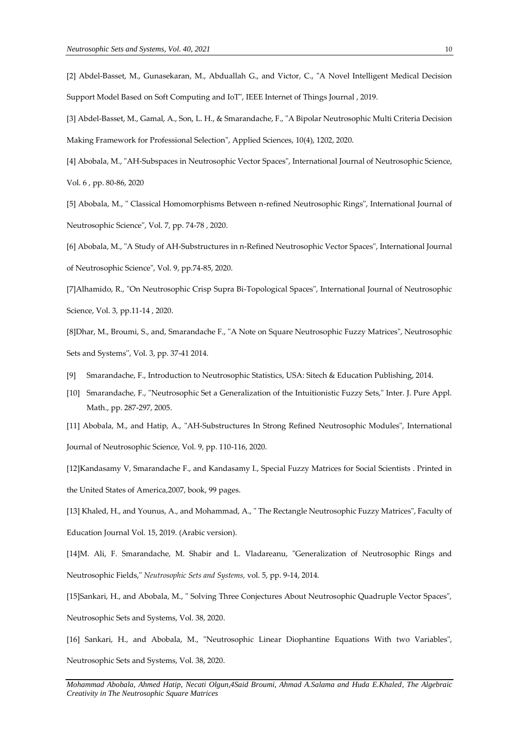[2] Abdel-Basset, M., Gunasekaran, M., Abduallah G., and Victor, C., "A Novel Intelligent Medical Decision Support Model Based on Soft Computing and IoT", IEEE Internet of Things Journal , 2019.

[3] Abdel-Basset, M., Gamal, A., Son, L. H., & Smarandache, F., "A Bipolar Neutrosophic Multi Criteria Decision Making Framework for Professional Selection", Applied Sciences, 10(4), 1202, 2020.

[4] Abobala, M., "AH-Subspaces in Neutrosophic Vector Spaces", International Journal of Neutrosophic Science, Vol. 6 , pp. 80-86, 2020

[5] Abobala, M., " Classical Homomorphisms Between n-refined Neutrosophic Rings", International Journal of Neutrosophic Science", Vol. 7, pp. 74-78 , 2020.

[6] Abobala, M., "A Study of AH-Substructures in n-Refined Neutrosophic Vector Spaces", International Journal of Neutrosophic Science", Vol. 9, pp.74-85, 2020.

[7]Alhamido, R., "On Neutrosophic Crisp Supra Bi-Topological Spaces", International Journal of Neutrosophic Science, Vol. 3, pp.11-14 , 2020.

[8]Dhar, M., Broumi, S., and, Smarandache F., "A Note on Square Neutrosophic Fuzzy Matrices", Neutrosophic Sets and Systems", Vol. 3, pp. 37-41 2014.

[9] Smarandache, F., Introduction to Neutrosophic Statistics, USA: Sitech & Education Publishing, 2014.

[10] Smarandache, F., "Neutrosophic Set a Generalization of the Intuitionistic Fuzzy Sets," Inter. J. Pure Appl. Math., pp. 287-297, 2005.

[11] Abobala, M., and Hatip, A., "AH-Substructures In Strong Refined Neutrosophic Modules", International Journal of Neutrosophic Science, Vol. 9, pp. 110-116, 2020.

[12]Kandasamy V, Smarandache F., and Kandasamy I., Special Fuzzy Matrices for Social Scientists . Printed in the United States of America,2007, book, 99 pages.

[13] Khaled, H., and Younus, A., and Mohammad, A., " The Rectangle Neutrosophic Fuzzy Matrices", Faculty of Education Journal Vol. 15, 2019. (Arabic version).

[14]M. Ali, F. Smarandache, M. Shabir and L. Vladareanu, "Generalization of Neutrosophic Rings and Neutrosophic Fields," *Neutrosophic Sets and Systems,* vol. 5, pp. 9-14, 2014.

[15]Sankari, H., and Abobala, M., " Solving Three Conjectures About Neutrosophic Quadruple Vector Spaces", Neutrosophic Sets and Systems, Vol. 38, 2020.

[16] Sankari, H., and Abobala, M., "Neutrosophic Linear Diophantine Equations With two Variables", Neutrosophic Sets and Systems, Vol. 38, 2020.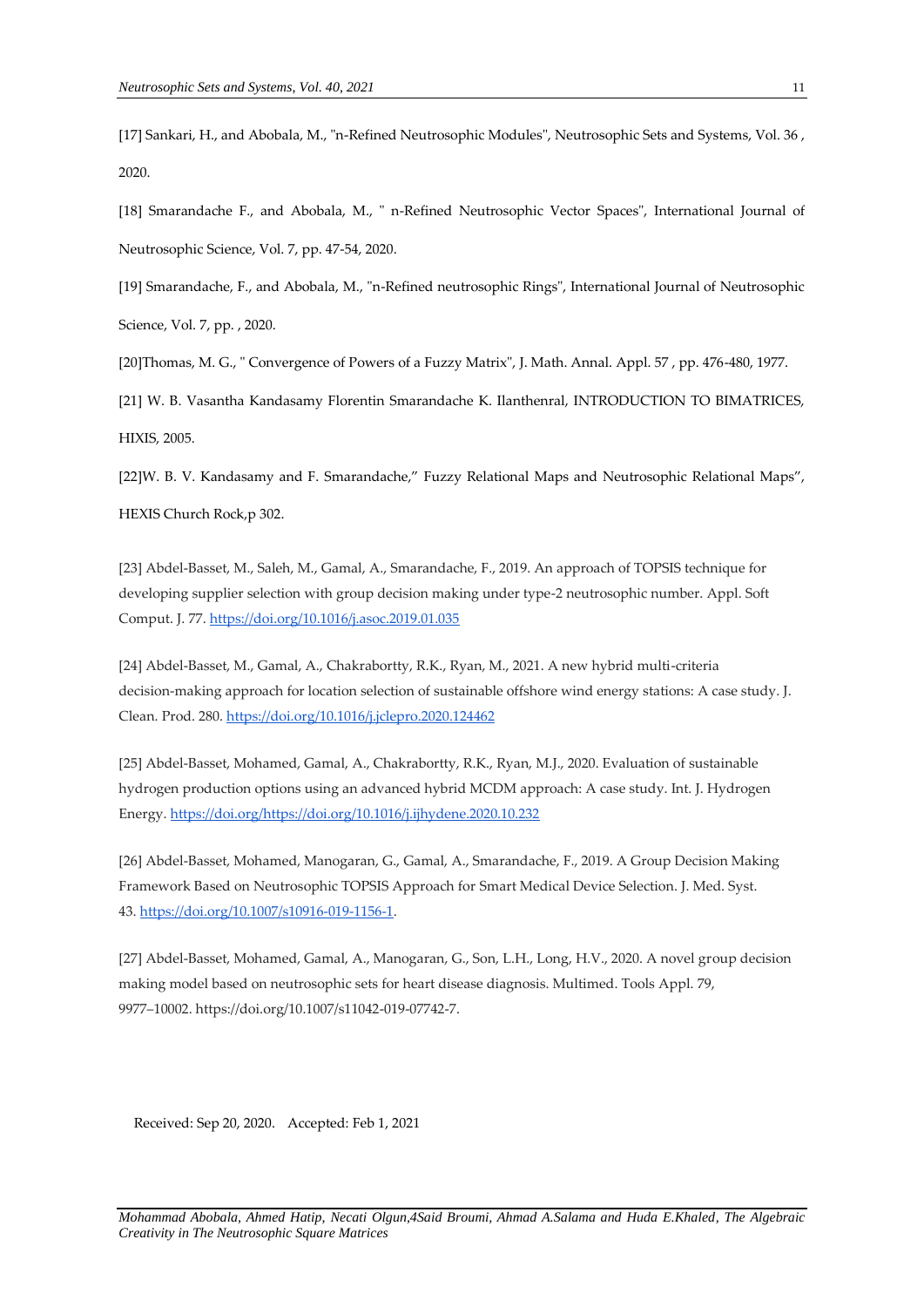[17] Sankari, H., and Abobala, M., "n-Refined Neutrosophic Modules", Neutrosophic Sets and Systems, Vol. 36 , 2020.

[18] Smarandache F., and Abobala, M., " n-Refined Neutrosophic Vector Spaces", International Journal of Neutrosophic Science, Vol. 7, pp. 47-54, 2020.

[19] Smarandache, F., and Abobala, M., "n-Refined neutrosophic Rings", International Journal of Neutrosophic Science, Vol. 7, pp. , 2020.

[20]Thomas, M. G., " Convergence of Powers of a Fuzzy Matrix", J. Math. Annal. Appl. 57 , pp. 476-480, 1977.

[21] W. B. Vasantha Kandasamy Florentin Smarandache K. Ilanthenral, INTRODUCTION TO BIMATRICES, HIXIS, 2005.

[22]W. B. V. Kandasamy and F. Smarandache," Fuzzy Relational Maps and Neutrosophic Relational Maps", HEXIS Church Rock,p 302.

[23] Abdel-Basset, M., Saleh, M., Gamal, A., Smarandache, F., 2019. An approach of TOPSIS technique for developing supplier selection with group decision making under type-2 neutrosophic number. Appl. Soft Comput. J. 77. https://doi.org/10.1016/j.asoc.2019.01.035

[24] Abdel-Basset, M., Gamal, A., Chakrabortty, R.K., Ryan, M., 2021. A new hybrid multi-criteria decision-making approach for location selection of sustainable offshore wind energy stations: A case study. J. Clean. Prod. 280. https://doi.org/10.1016/j.jclepro.2020.124462

[25] Abdel-Basset, Mohamed, Gamal, A., Chakrabortty, R.K., Ryan, M.J., 2020. Evaluation of sustainable hydrogen production options using an advanced hybrid MCDM approach: A case study. Int. J. Hydrogen Energy. https://doi.org/https://doi.org/10.1016/j.ijhydene.2020.10.232

[26] Abdel-Basset, Mohamed, Manogaran, G., Gamal, A., Smarandache, F., 2019. A Group Decision Making Framework Based on Neutrosophic TOPSIS Approach for Smart Medical Device Selection. J. Med. Syst. 43. https://doi.org/10.1007/s10916-019-1156-1.

[27] Abdel-Basset, Mohamed, Gamal, A., Manogaran, G., Son, L.H., Long, H.V., 2020. A novel group decision making model based on neutrosophic sets for heart disease diagnosis. Multimed. Tools Appl. 79, 9977–10002. https://doi.org/10.1007/s11042-019-07742-7.

Received: Sep 20, 2020. Accepted: Feb 1, 2021